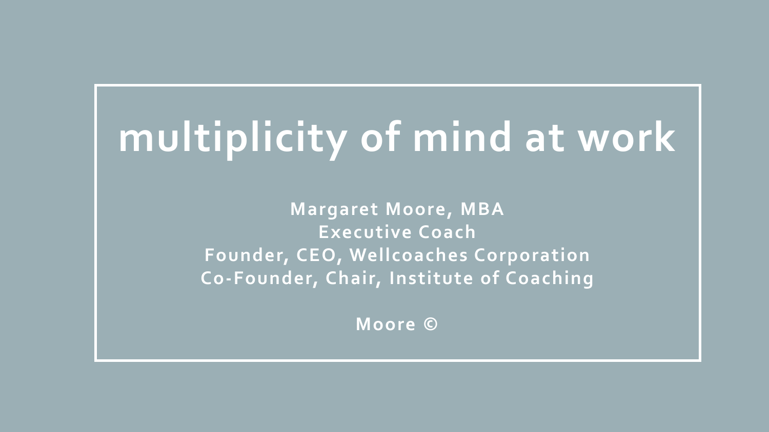# multiplicity of mind at work

**Margaret Moore, MBA**
**Executive Coach**
**Founder, CEO, Wellcoaches Corporation**
**Co-Founder, Chair, Institute of Coaching**

**Moore ©**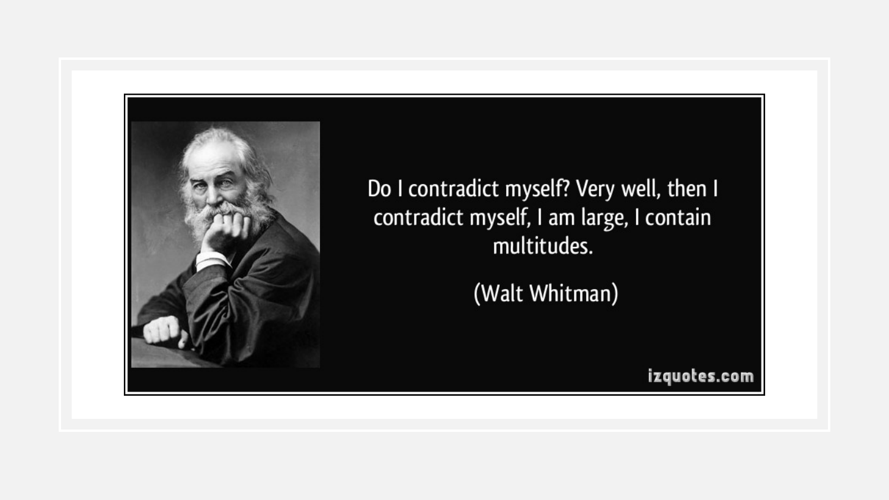Do I contradict myself? Very well, then I contradict myself, I am large, I contain multitudes.

(Walt Whitman)

izquotes.com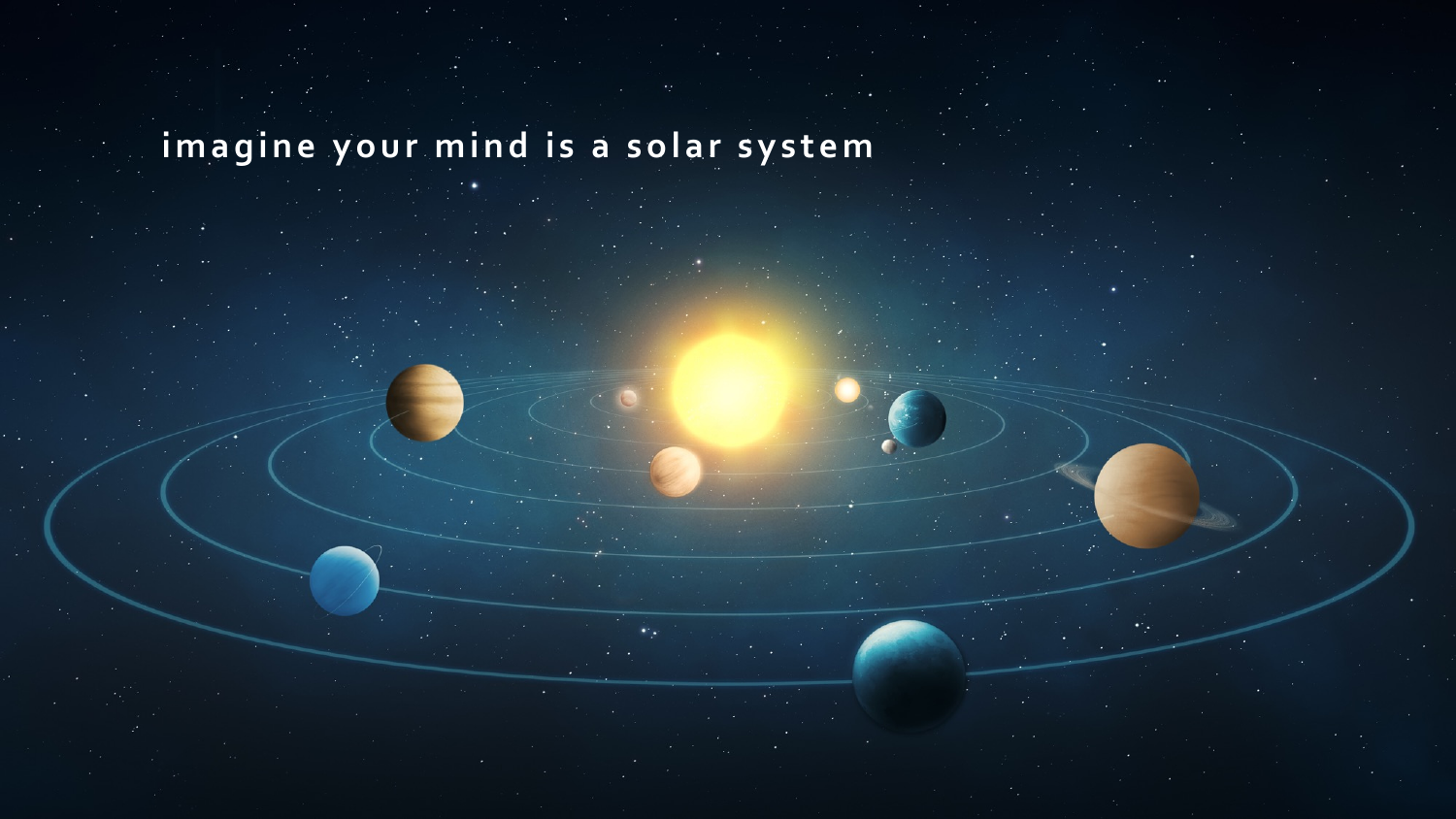imagine your mind is a solar system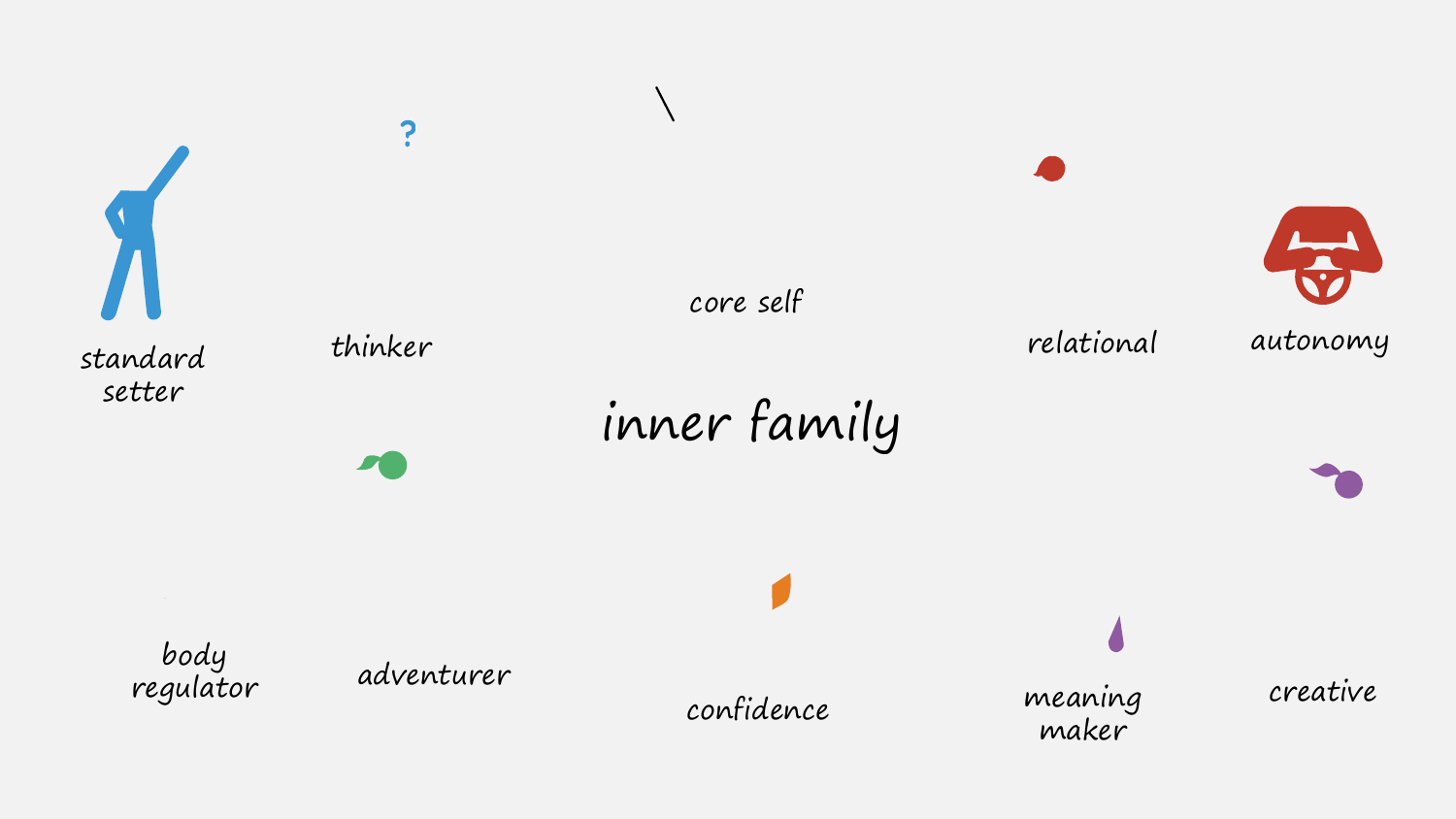# inner family

standard setter

thinker

core self

relational

autonomy

body regulator

adventurer

confidence

meaning maker

creative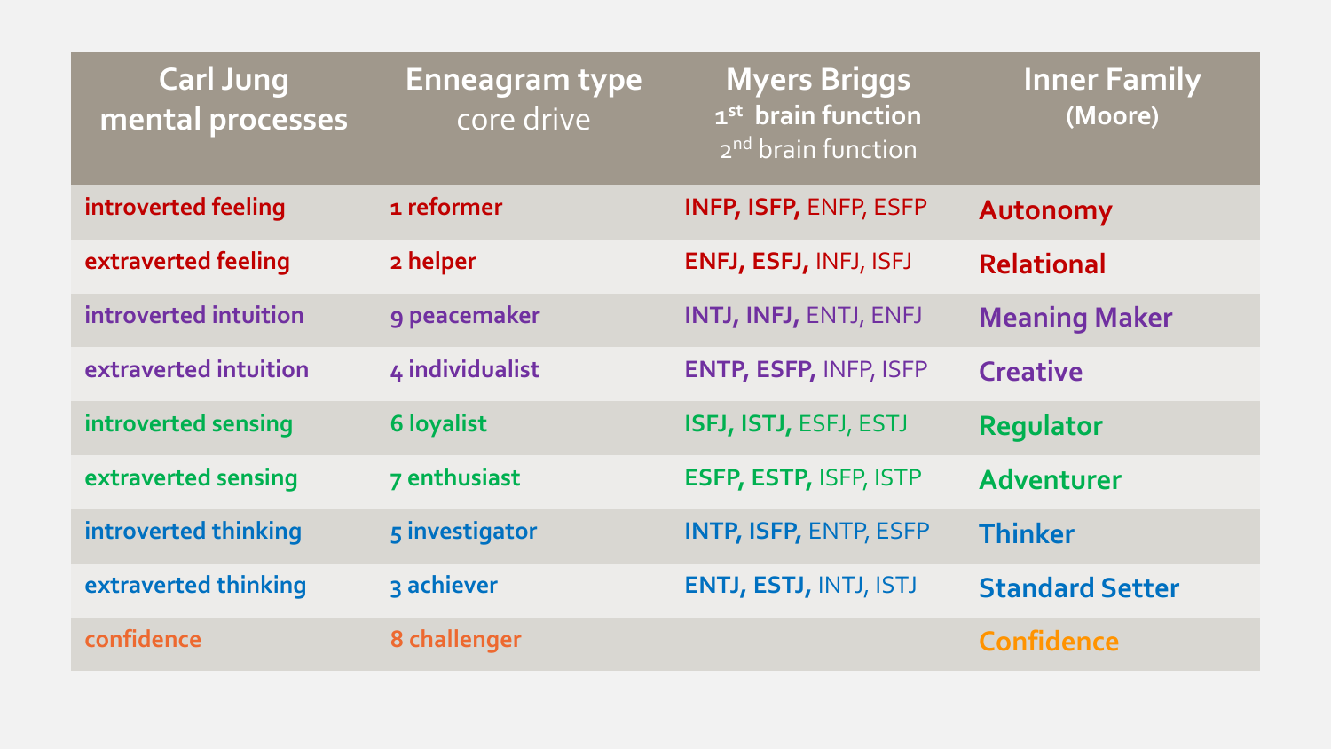| Carl Jung mental processes | Enneagram type core drive | Myers Briggs **1st brain function** 2nd brain function | Inner Family (Moore) |
|---|---|---|---|
| introverted feeling | 1 reformer | **INFP, ISFP,** ENFP, ESFP | Autonomy |
| extraverted feeling | 2 helper | **ENFJ, ESFJ,** INFJ, ISFJ | Relational |
| introverted intuition | 9 peacemaker | **INTJ, INFJ,** ENTJ, ENFJ | Meaning Maker |
| extraverted intuition | 4 individualist | **ENTP, ESFP,** INFP, ISFP | Creative |
| introverted sensing | 6 loyalist | **ISFJ, ISTJ,** ESFJ, ESTJ | Regulator |
| extraverted sensing | 7 enthusiast | **ESFP, ESTP,** ISFP, ISTP | Adventurer |
| introverted thinking | 5 investigator | **INTP, ISFP,** ENTP, ESFP | Thinker |
| extraverted thinking | 3 achiever | **ENTJ, ESTJ,** INTJ, ISTJ | Standard Setter |
| confidence | 8 challenger | | Confidence |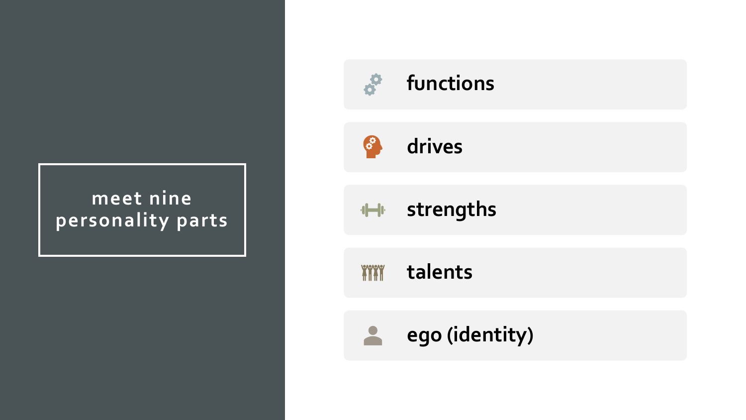# meet nine personality parts

- functions
- drives
- strengths
- talents
- ego (identity)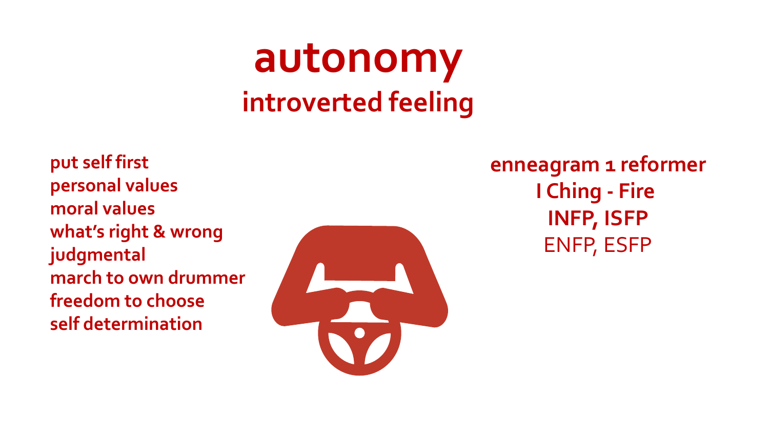# autonomy

## introverted feeling

**put self first**
**personal values**
**moral values**
**what's right & wrong**
**judgmental**
**march to own drummer**
**freedom to choose**
**self determination**

**enneagram 1 reformer**
**I Ching - Fire**
**INFP, ISFP**
ENFP, ESFP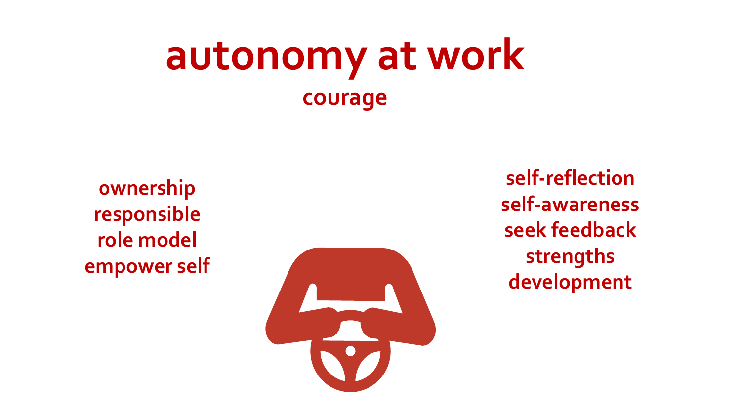# autonomy at work

## courage

ownership
responsible
role model
empower self

self-reflection
self-awareness
seek feedback
strengths
development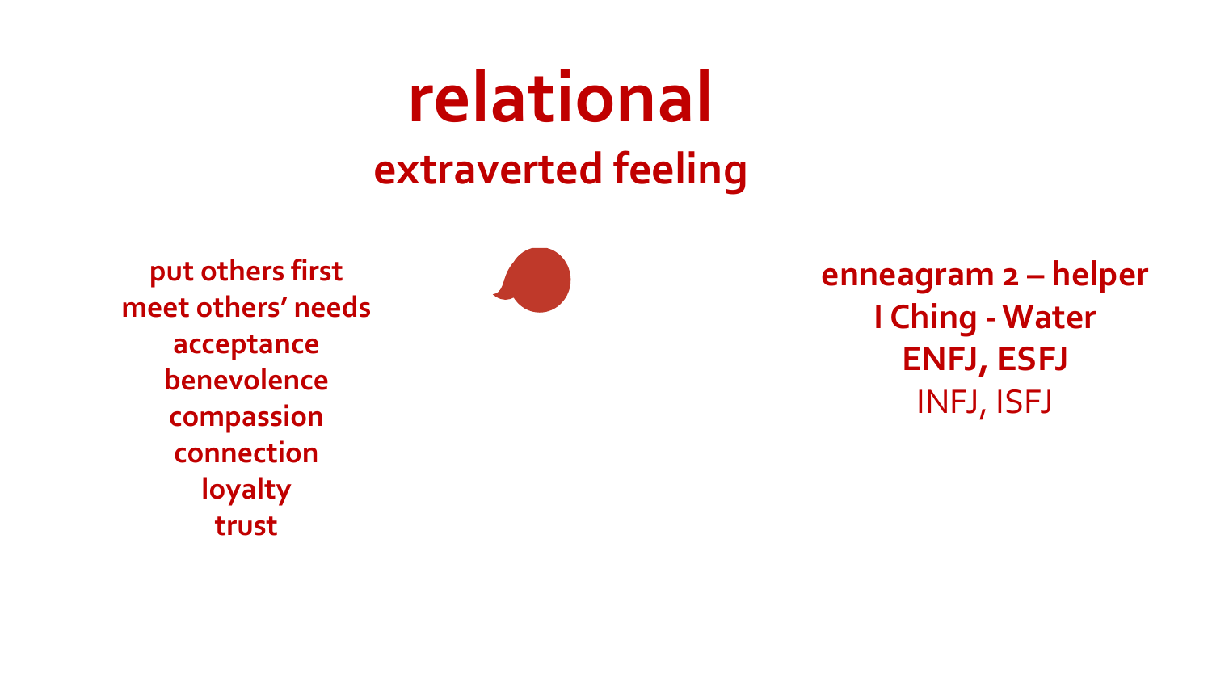# relational

## extraverted feeling

**put others first**
**meet others' needs**
**acceptance**
**benevolence**
**compassion**
**connection**
**loyalty**
**trust**

**enneagram 2 – helper**
**I Ching - Water**
**ENFJ, ESFJ**
INFJ, ISFJ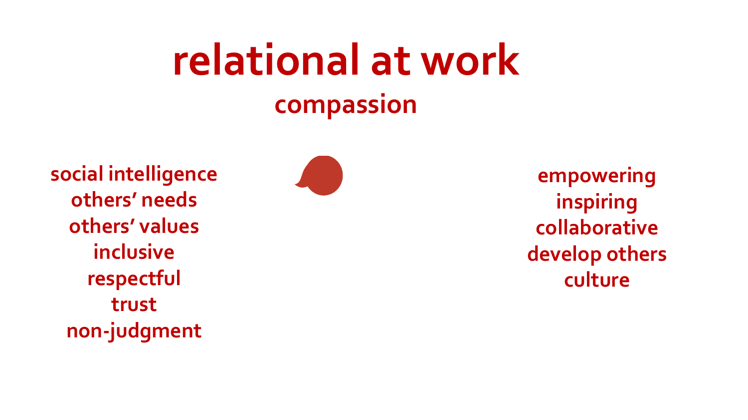# relational at work

## compassion

social intelligence
others' needs
others' values
inclusive
respectful
trust
non-judgment

empowering
inspiring
collaborative
develop others
culture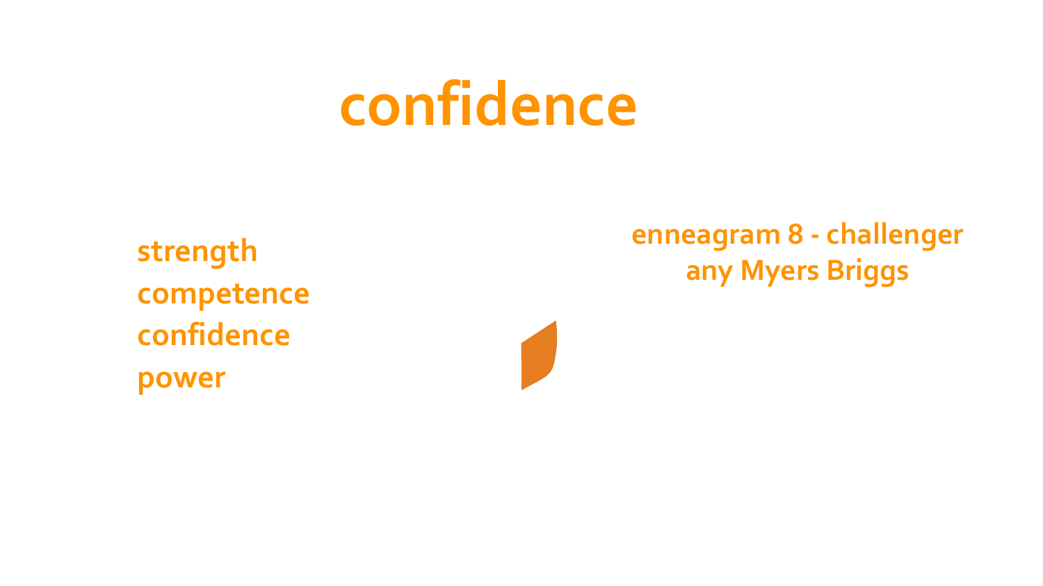# confidence

strength
competence
confidence
power

enneagram 8 - challenger
any Myers Briggs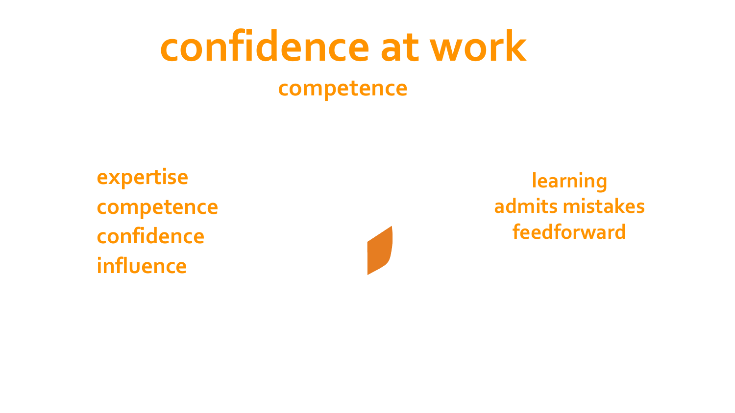# confidence at work

competence

expertise
competence
confidence
influence

learning
admits mistakes
feedforward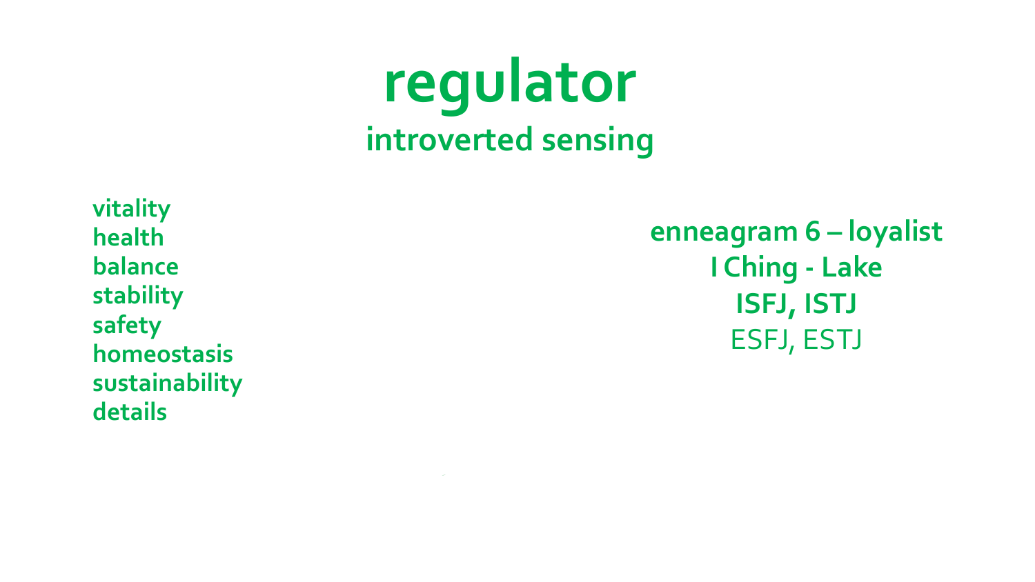# regulator

## introverted sensing

- vitality
- health
- balance
- stability
- safety
- homeostasis
- sustainability
- details

**enneagram 6 – loyalist**

**I Ching - Lake**

**ISFJ, ISTJ**

ESFJ, ESTJ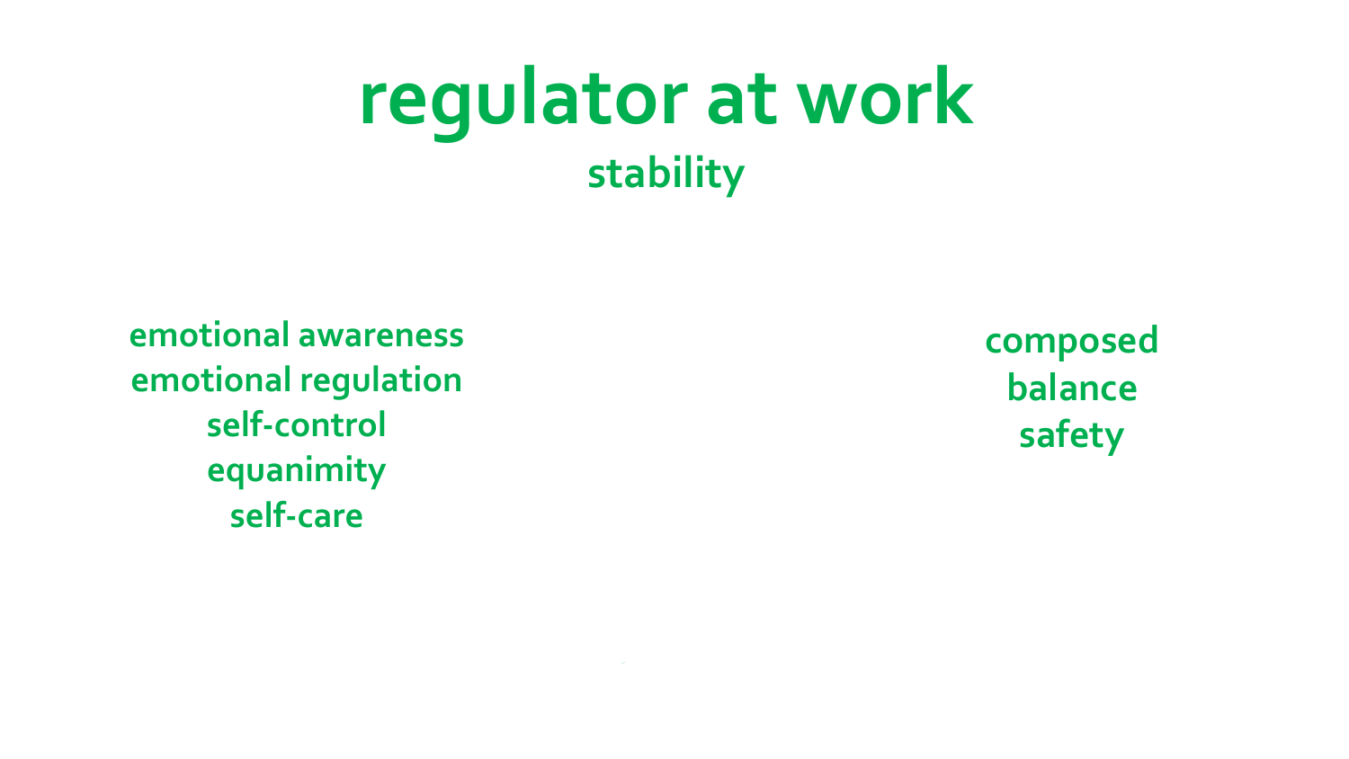# regulator at work

## stability

emotional awareness
emotional regulation
self-control
equanimity
self-care

composed
balance
safety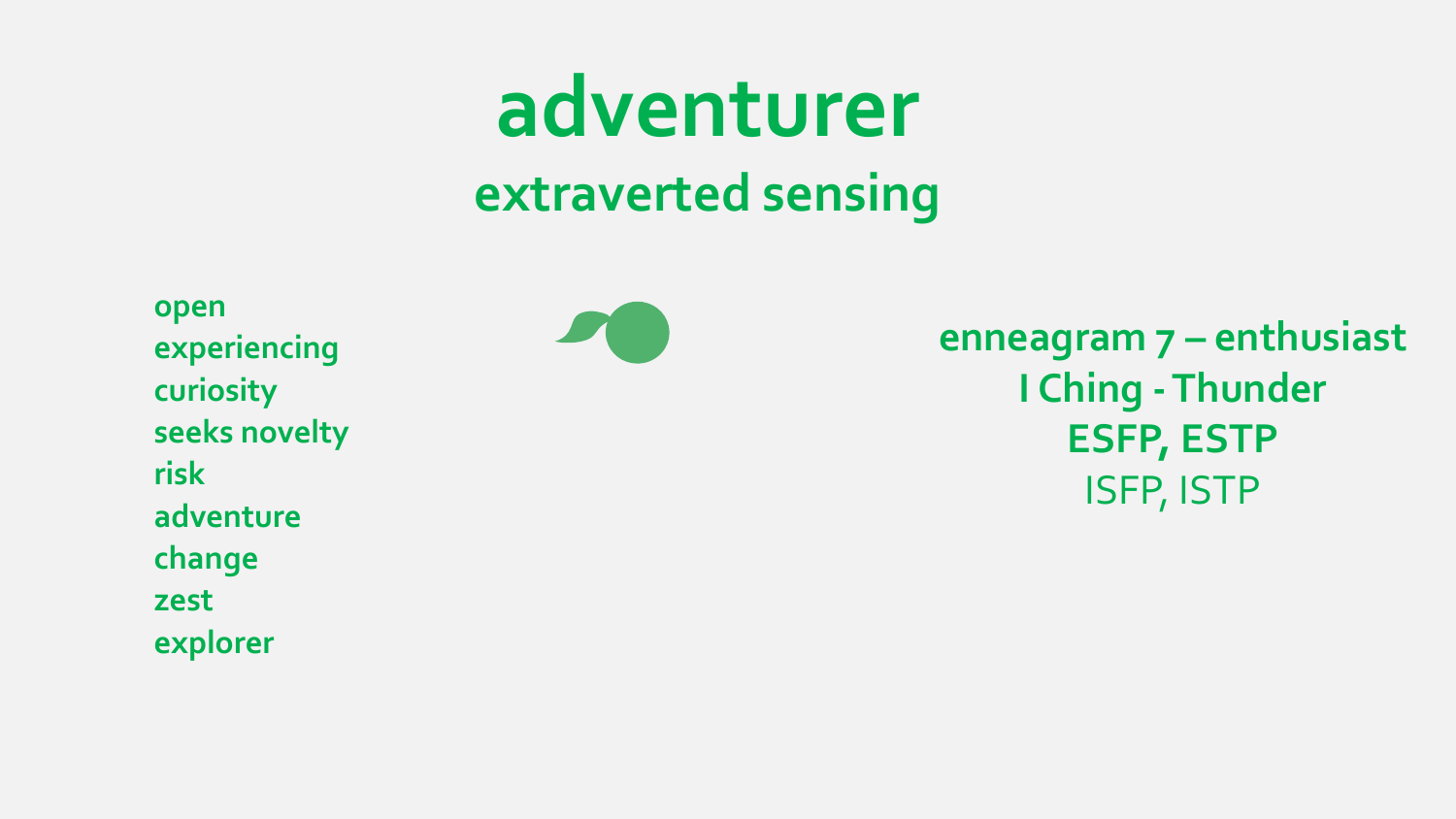# adventurer

## extraverted sensing

**open**
**experiencing**
**curiosity**
**seeks novelty**
**risk**
**adventure**
**change**
**zest**
**explorer**

**enneagram 7 – enthusiast**
**I Ching - Thunder**
**ESFP, ESTP**
ISFP, ISTP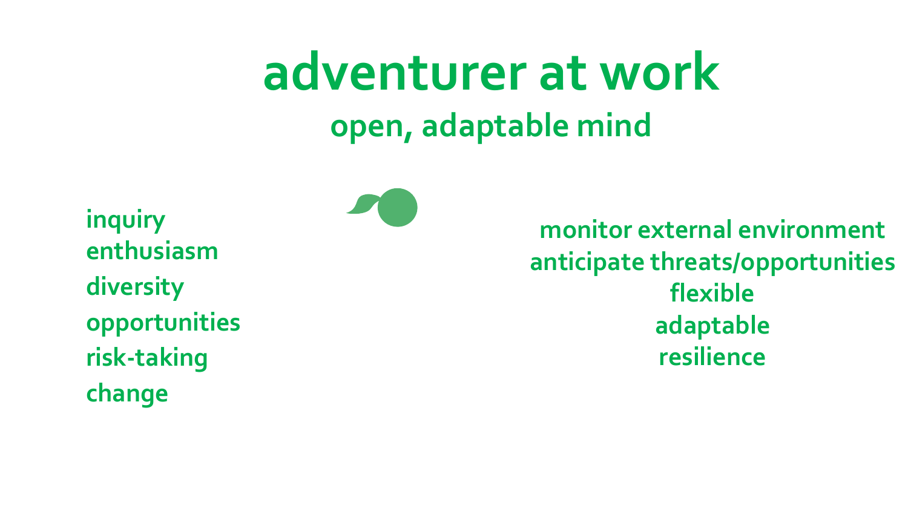# adventurer at work

## open, adaptable mind

- inquiry
- enthusiasm
- diversity
- opportunities
- risk-taking
- change

- monitor external environment
- anticipate threats/opportunities
- flexible
- adaptable
- resilience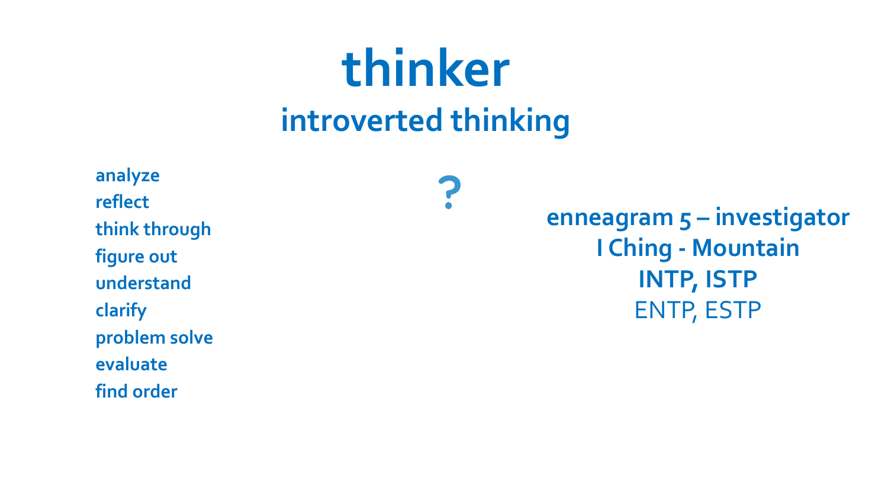# thinker

## introverted thinking

analyze
reflect
think through
figure out
understand
clarify
problem solve
evaluate
find order

?

**enneagram 5 – investigator**
**I Ching - Mountain**
**INTP, ISTP**
ENTP, ESTP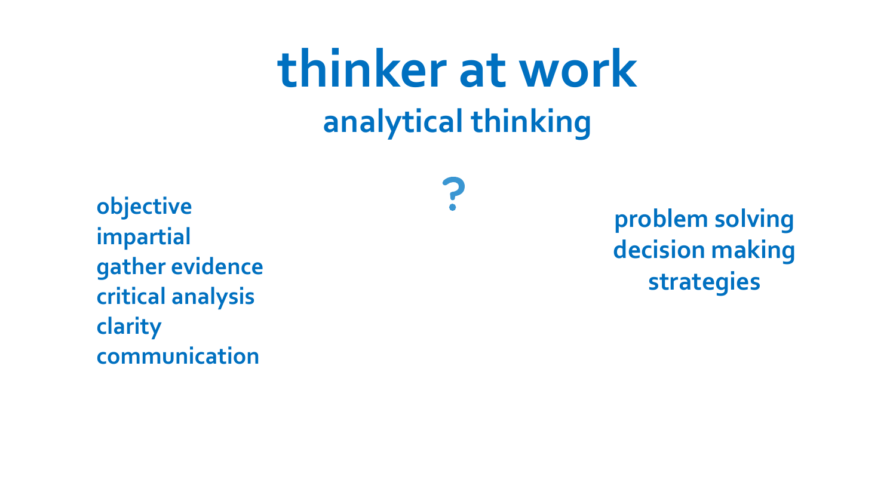# thinker at work

## analytical thinking

?

- objective
- impartial
- gather evidence
- critical analysis
- clarity
- communication

- problem solving
- decision making
- strategies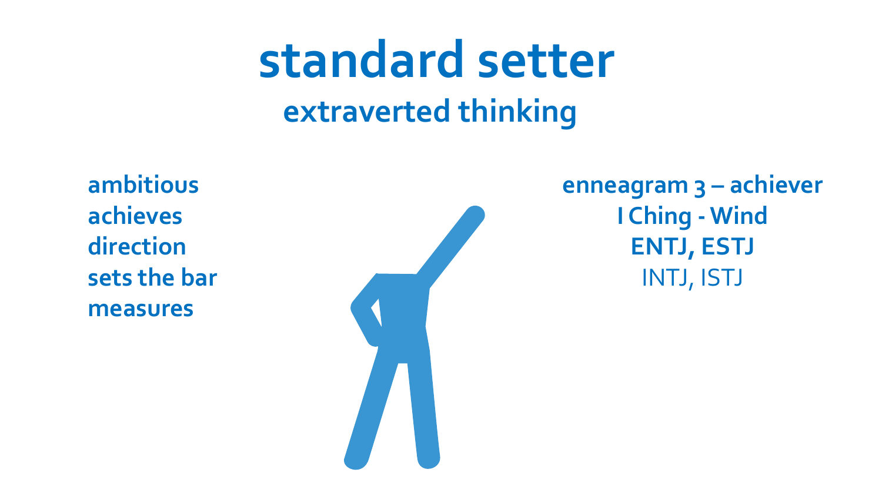# standard setter

## extraverted thinking

**ambitious**
**achieves**
**direction**
**sets the bar**
**measures**

**enneagram 3 – achiever**
**I Ching - Wind**
**ENTJ, ESTJ**
INTJ, ISTJ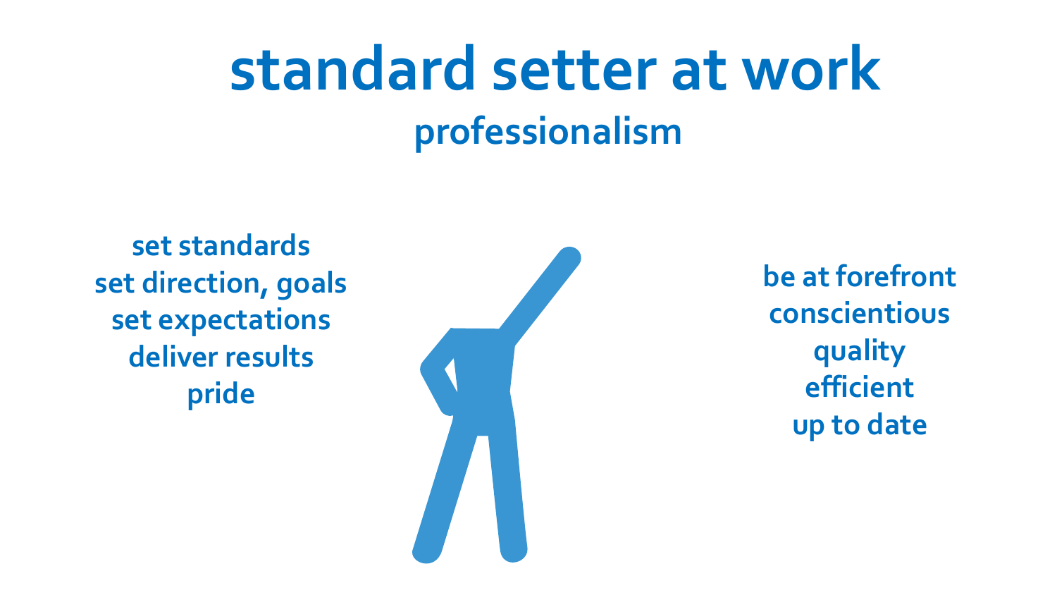# standard setter at work

## professionalism

set standards
set direction, goals
set expectations
deliver results
pride

be at forefront
conscientious
quality
efficient
up to date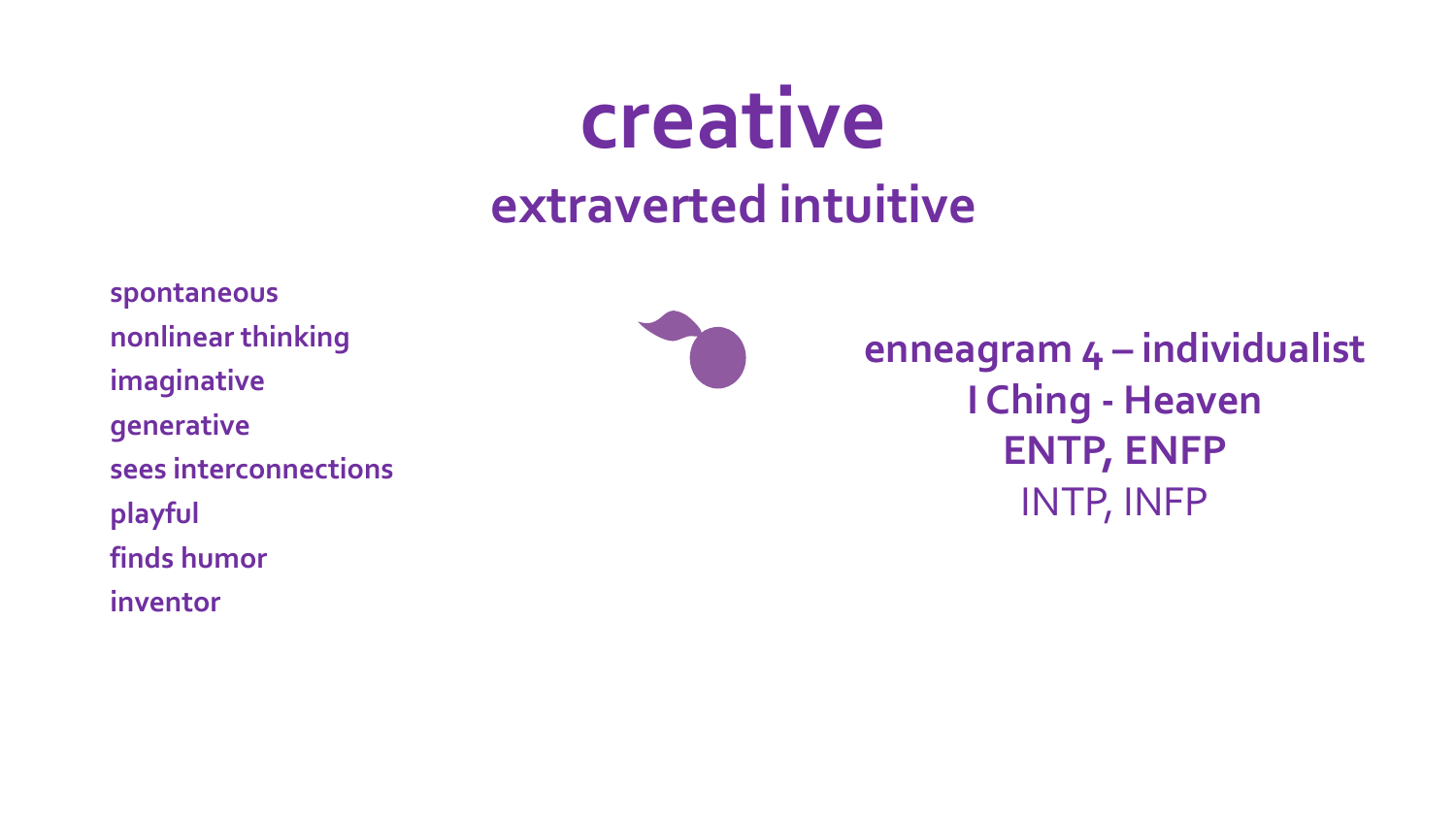# creative

## extraverted intuitive

- **spontaneous**
- **nonlinear thinking**
- **imaginative**
- **generative**
- **sees interconnections**
- **playful**
- **finds humor**
- **inventor**

**enneagram 4 – individualist**
**I Ching - Heaven**
**ENTP, ENFP**
INTP, INFP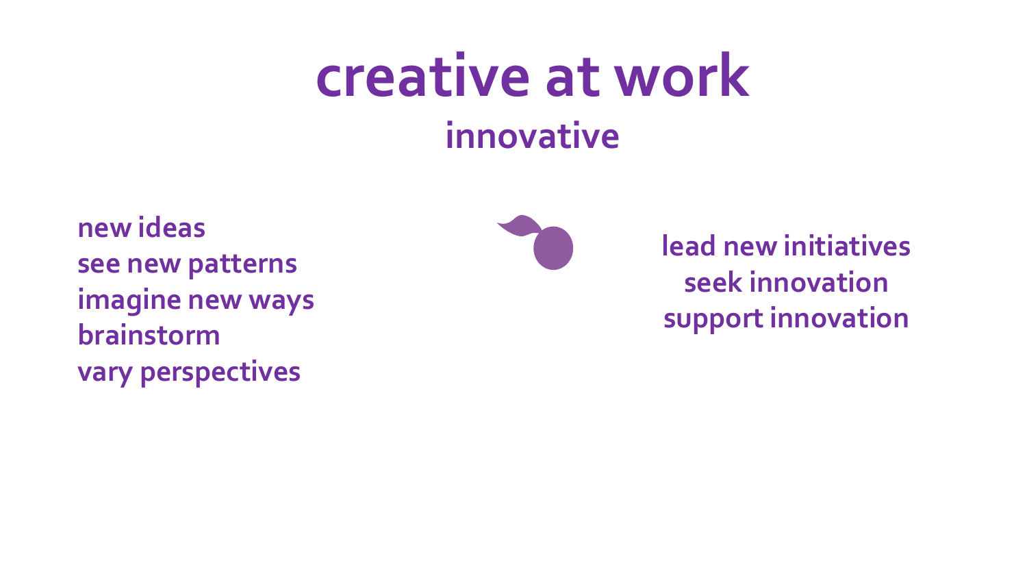# creative at work

## innovative

new ideas
see new patterns
imagine new ways
brainstorm
vary perspectives

lead new initiatives
seek innovation
support innovation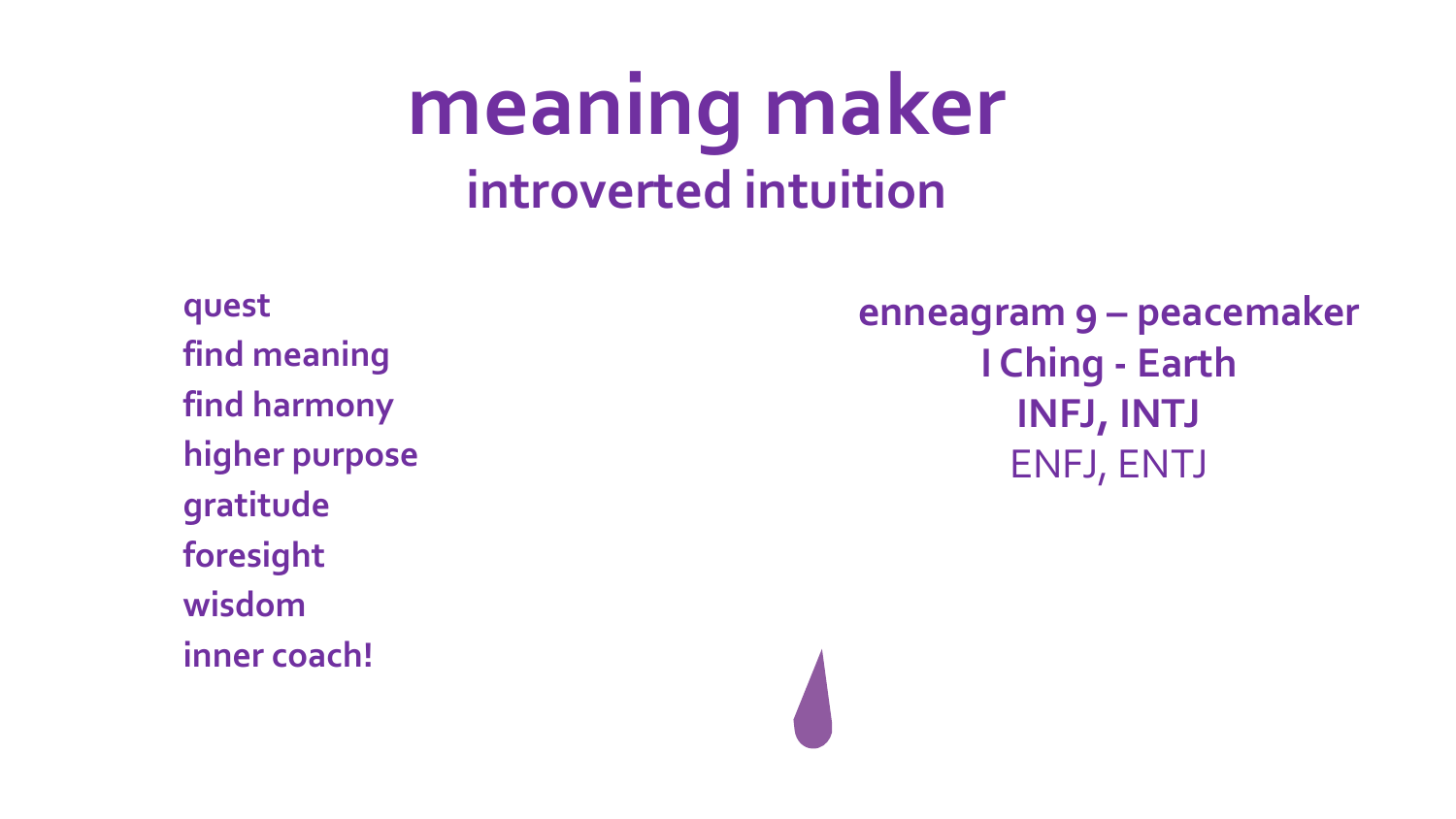# meaning maker

## introverted intuition

- quest
- find meaning
- find harmony
- higher purpose
- gratitude
- foresight
- wisdom
- inner coach!

**enneagram 9 – peacemaker**
**I Ching - Earth**
**INFJ, INTJ**
ENFJ, ENTJ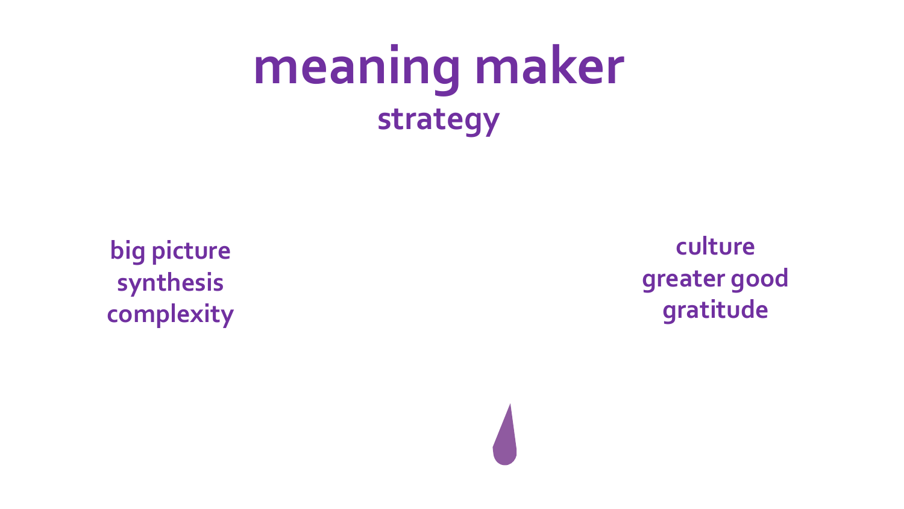# meaning maker

## strategy

big picture
synthesis
complexity

culture
greater good
gratitude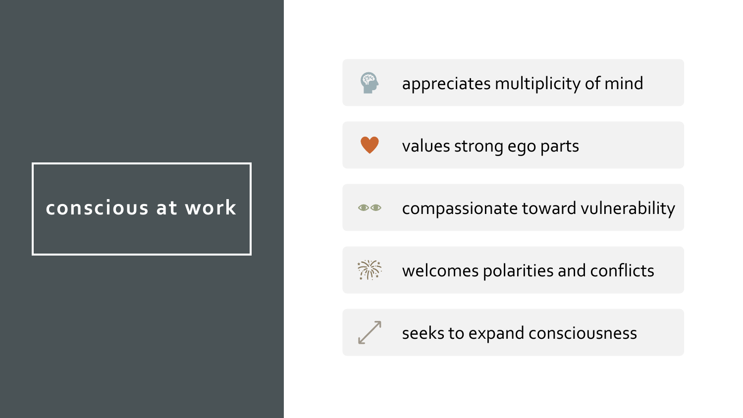# conscious at work

- appreciates multiplicity of mind
- values strong ego parts
- compassionate toward vulnerability
- welcomes polarities and conflicts
- seeks to expand consciousness